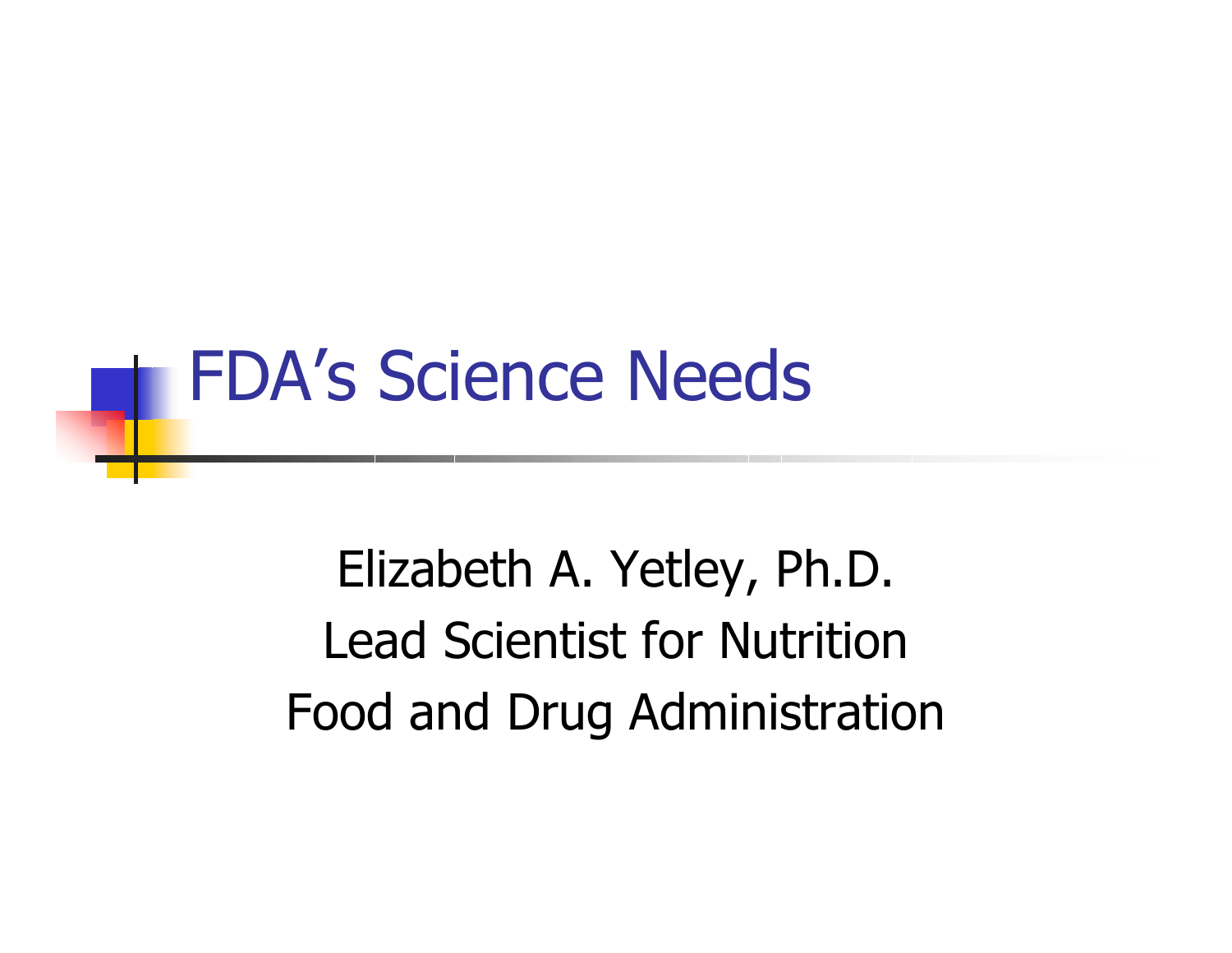# FDA's Science Needs

Elizabeth A. Yetley, Ph.D.

Lead Scientist for Nutrition

Food and Drug Administration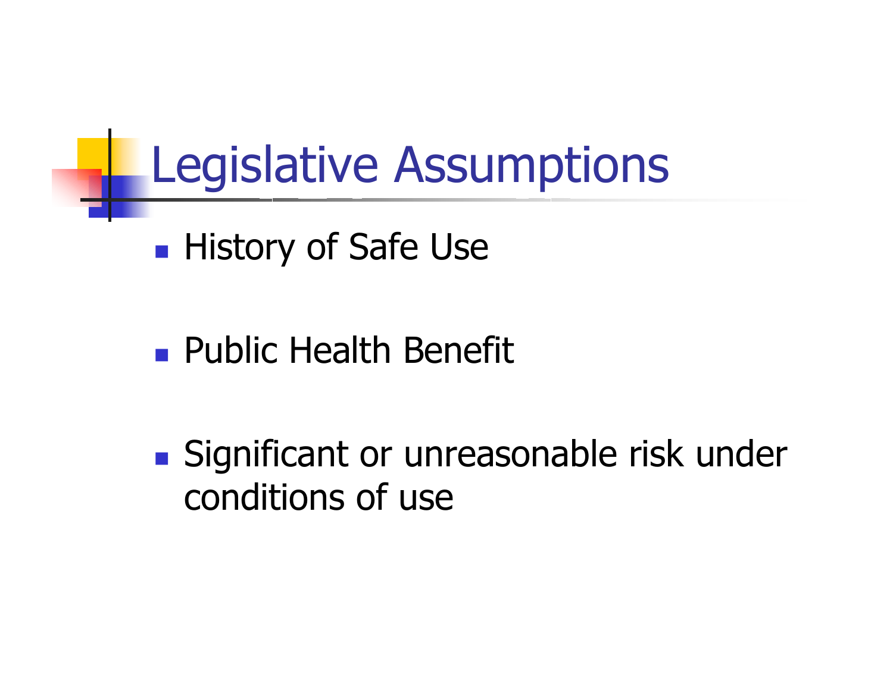# Legislative Assumptions

- History of Safe Use
- Public Health Benefit
- Significant or unreasonable risk under conditions of use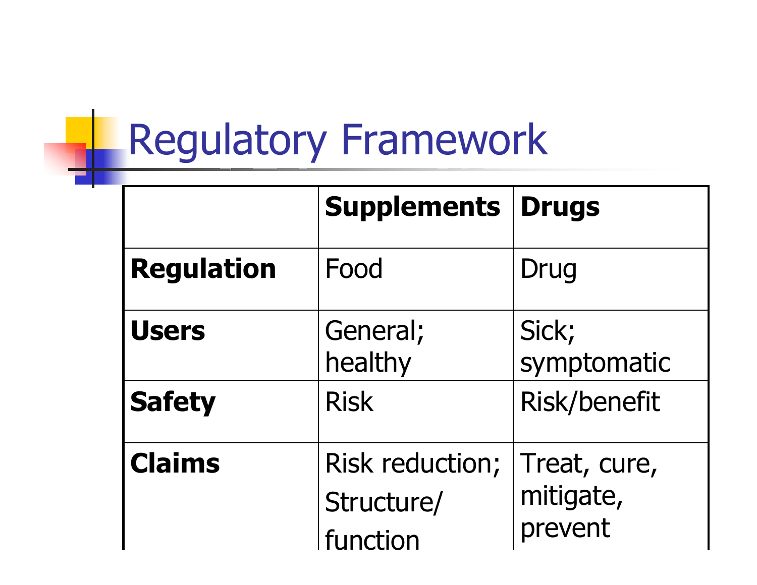# Regulatory Framework

| | **Supplements** | **Drugs** |
|---|---|---|
| **Regulation** | Food | Drug |
| **Users** | General; healthy | Sick; symptomatic |
| **Safety** | Risk | Risk/benefit |
| **Claims** | Risk reduction; Structure/ function | Treat, cure, mitigate, prevent |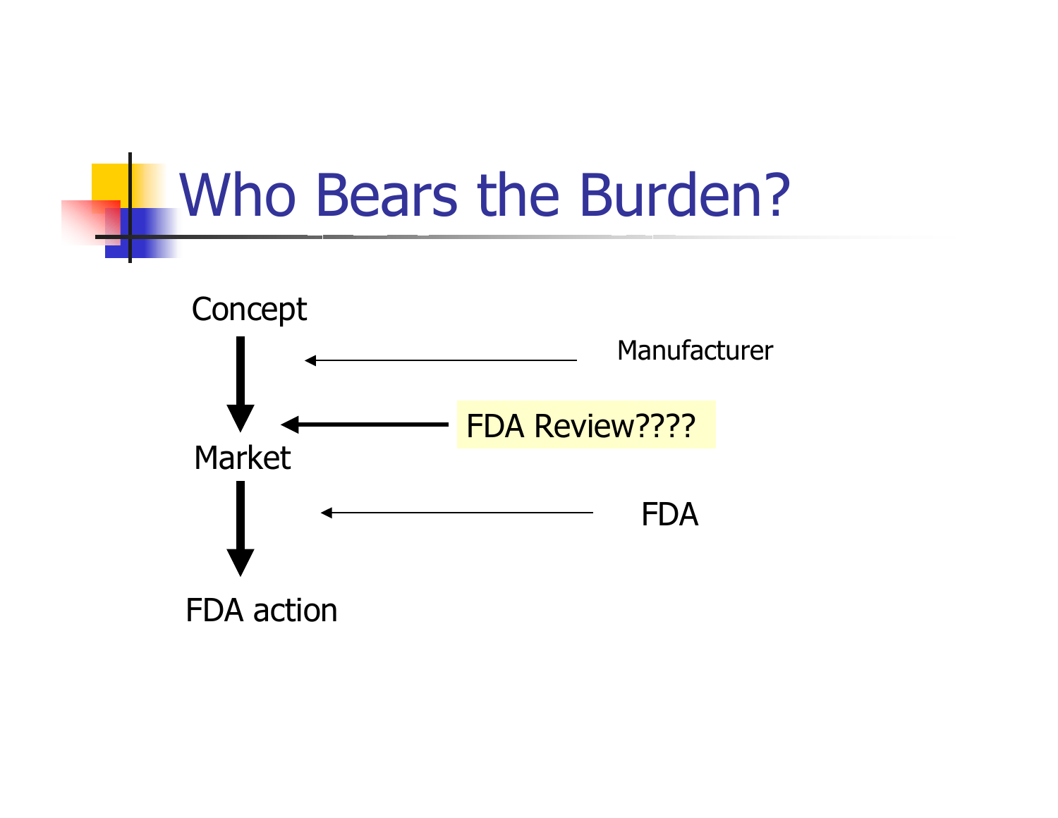# Who Bears the Burden?

Concept

↓ ← Manufacturer

← FDA Review????

Market

↓ ← FDA

FDA action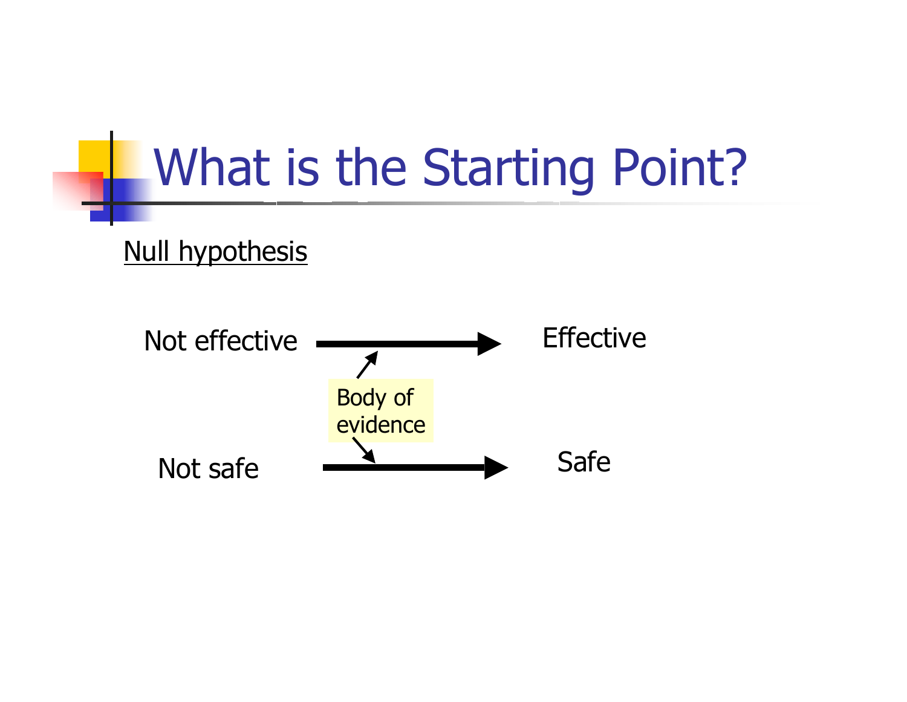# What is the Starting Point?

<u>Null hypothesis</u>

Not effective → Effective

Body of evidence

Not safe → Safe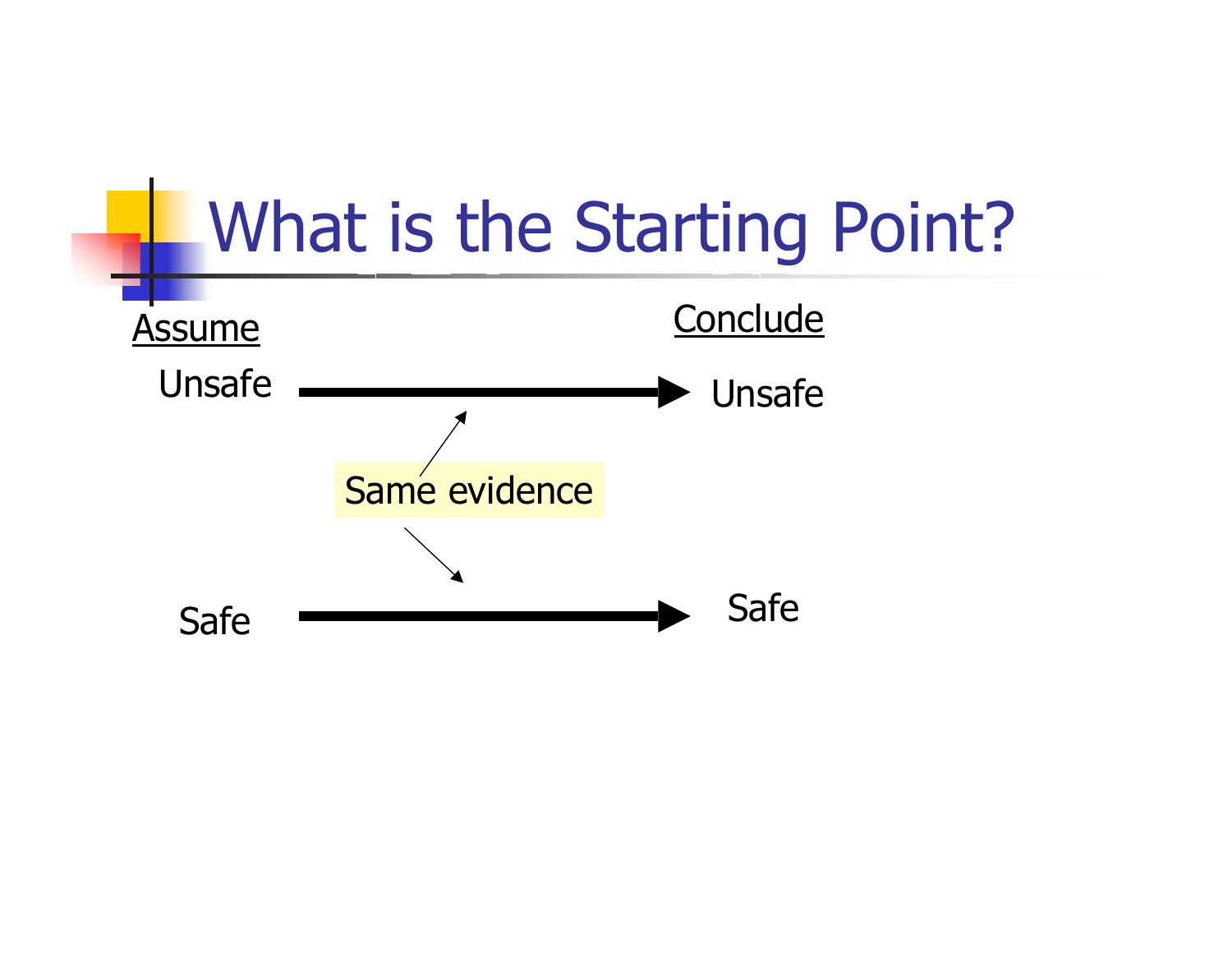# What is the Starting Point?

| Assume | | Conclude |
|---|---|---|
| Unsafe | → | Unsafe |
| Safe | → | Safe |

Same evidence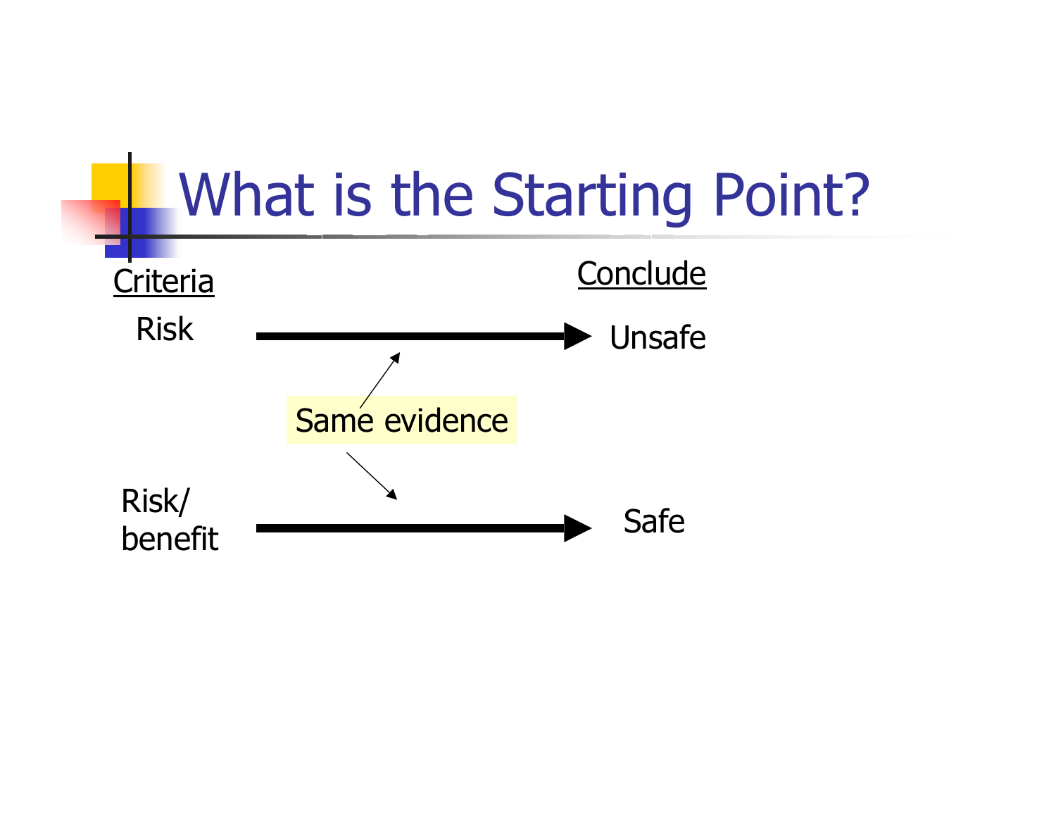# What is the Starting Point?

| Criteria | | Conclude |
|---|---|---|
| Risk | → | Unsafe |
| | Same evidence | |
| Risk/ benefit | → | Safe |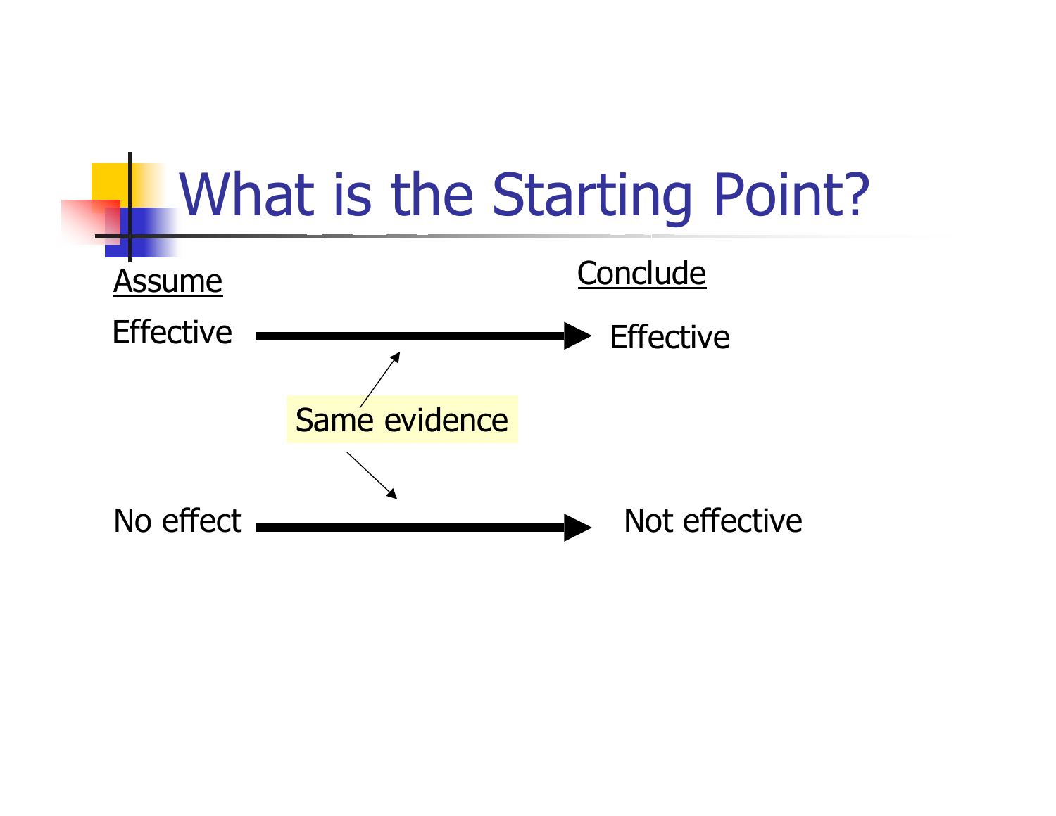# What is the Starting Point?

| Assume | | Conclude |
| --- | --- | --- |
| Effective | → | Effective |
| | Same evidence | |
| No effect | → | Not effective |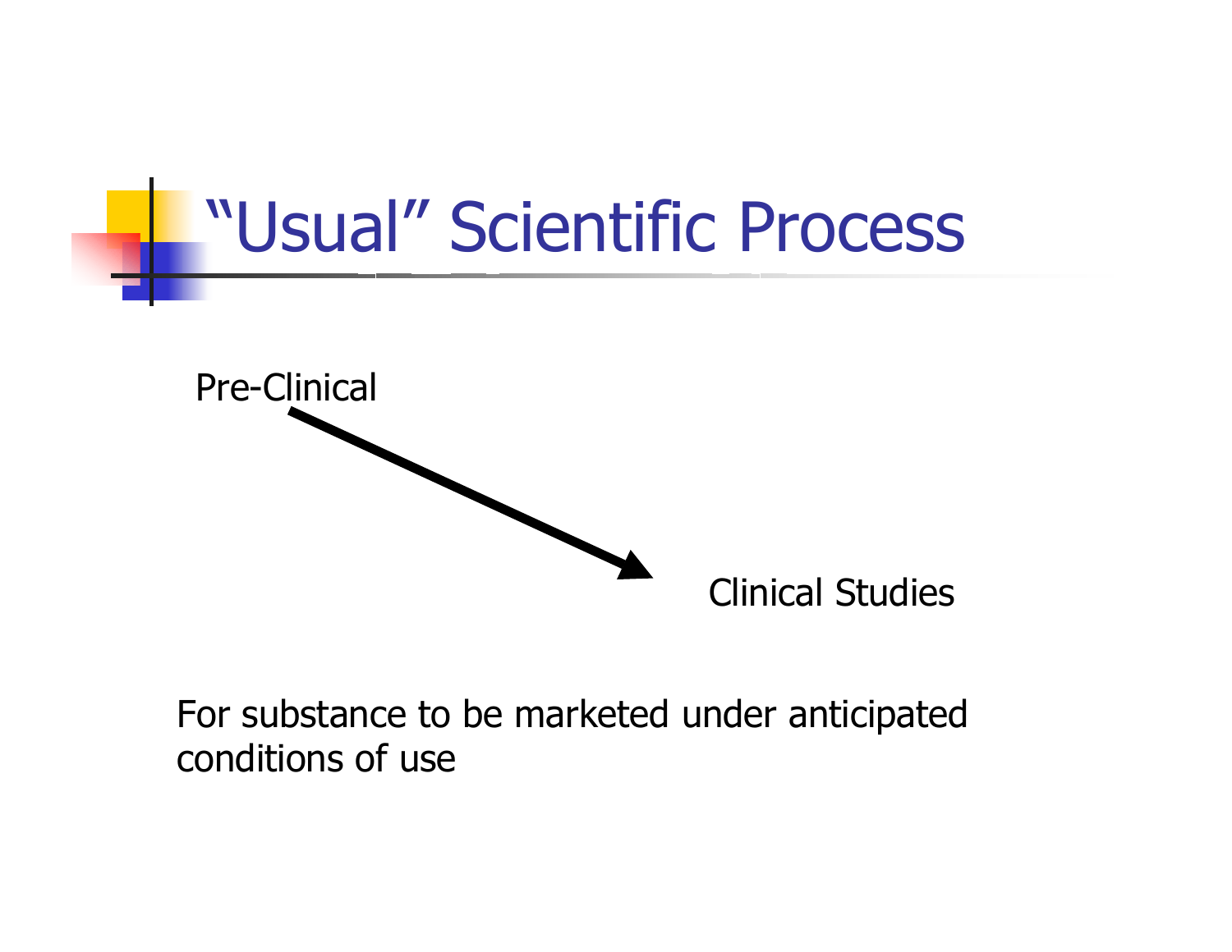# "Usual" Scientific Process

Pre-Clinical → Clinical Studies

For substance to be marketed under anticipated conditions of use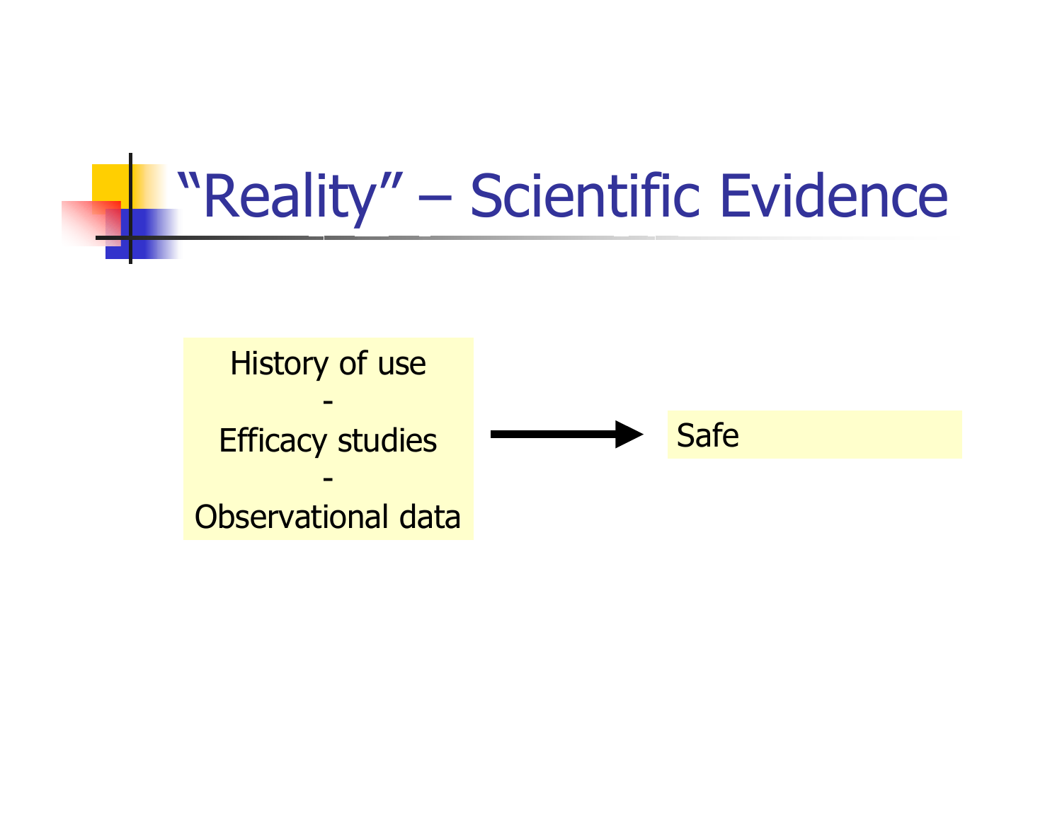# "Reality" – Scientific Evidence

History of use
-
Efficacy studies
-
Observational data

→ Safe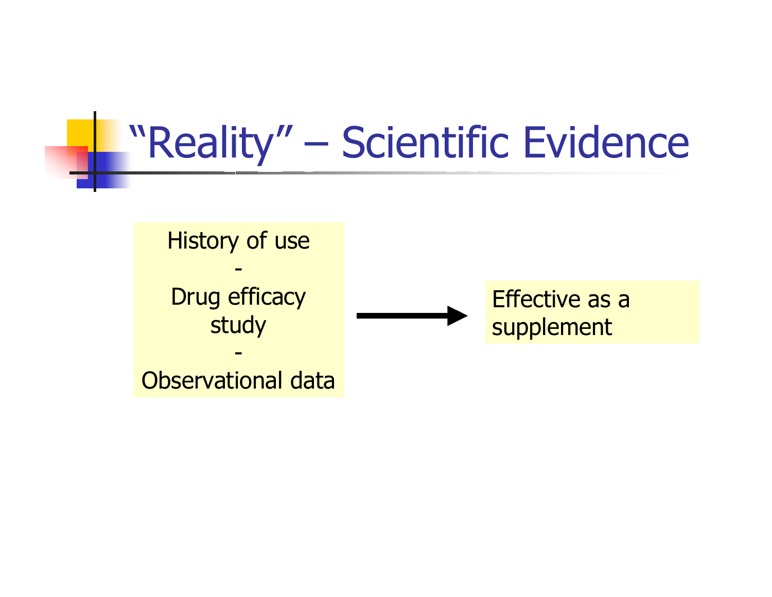# "Reality" – Scientific Evidence

History of use
-
Drug efficacy study
-
Observational data

→

Effective as a supplement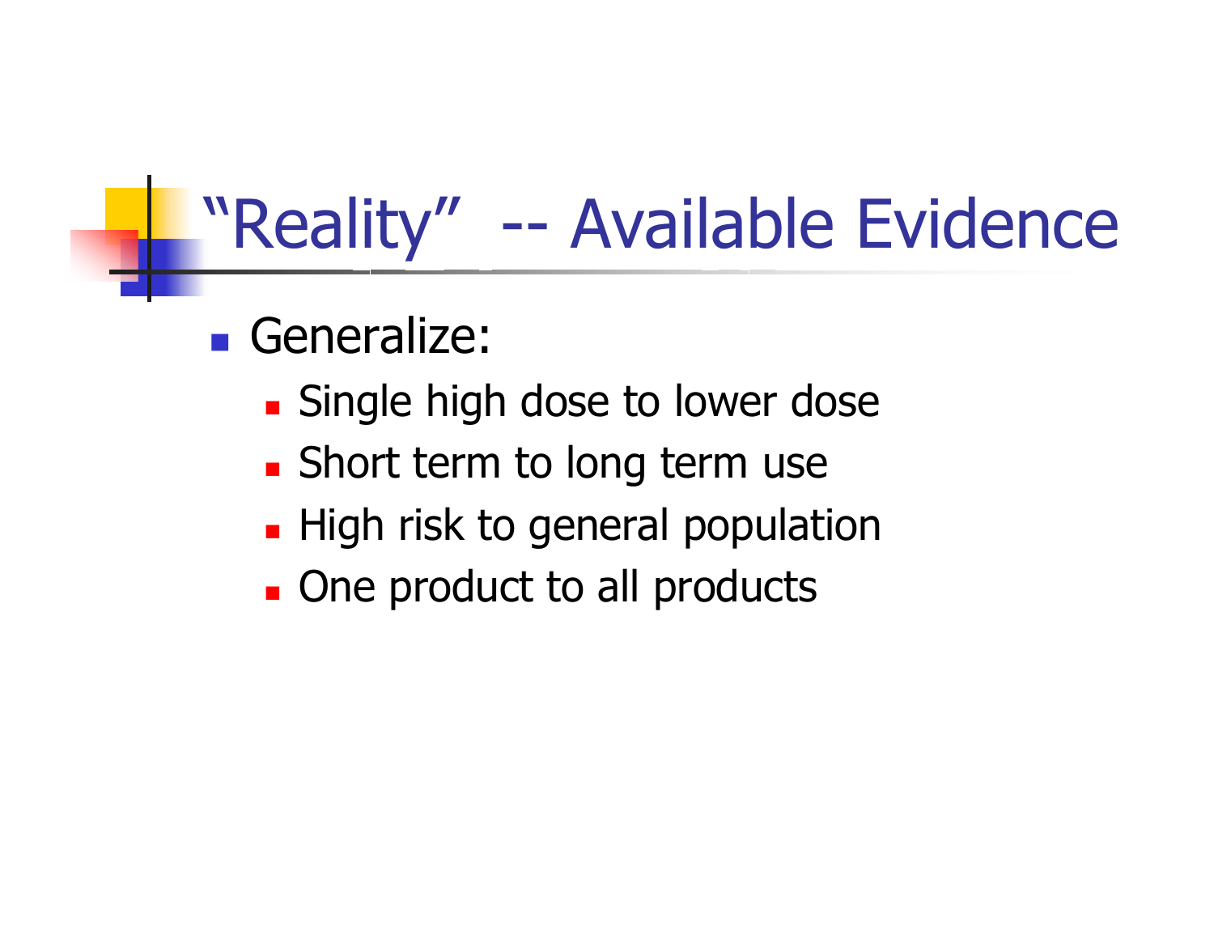# “Reality” -- Available Evidence

- Generalize:
  - Single high dose to lower dose
  - Short term to long term use
  - High risk to general population
  - One product to all products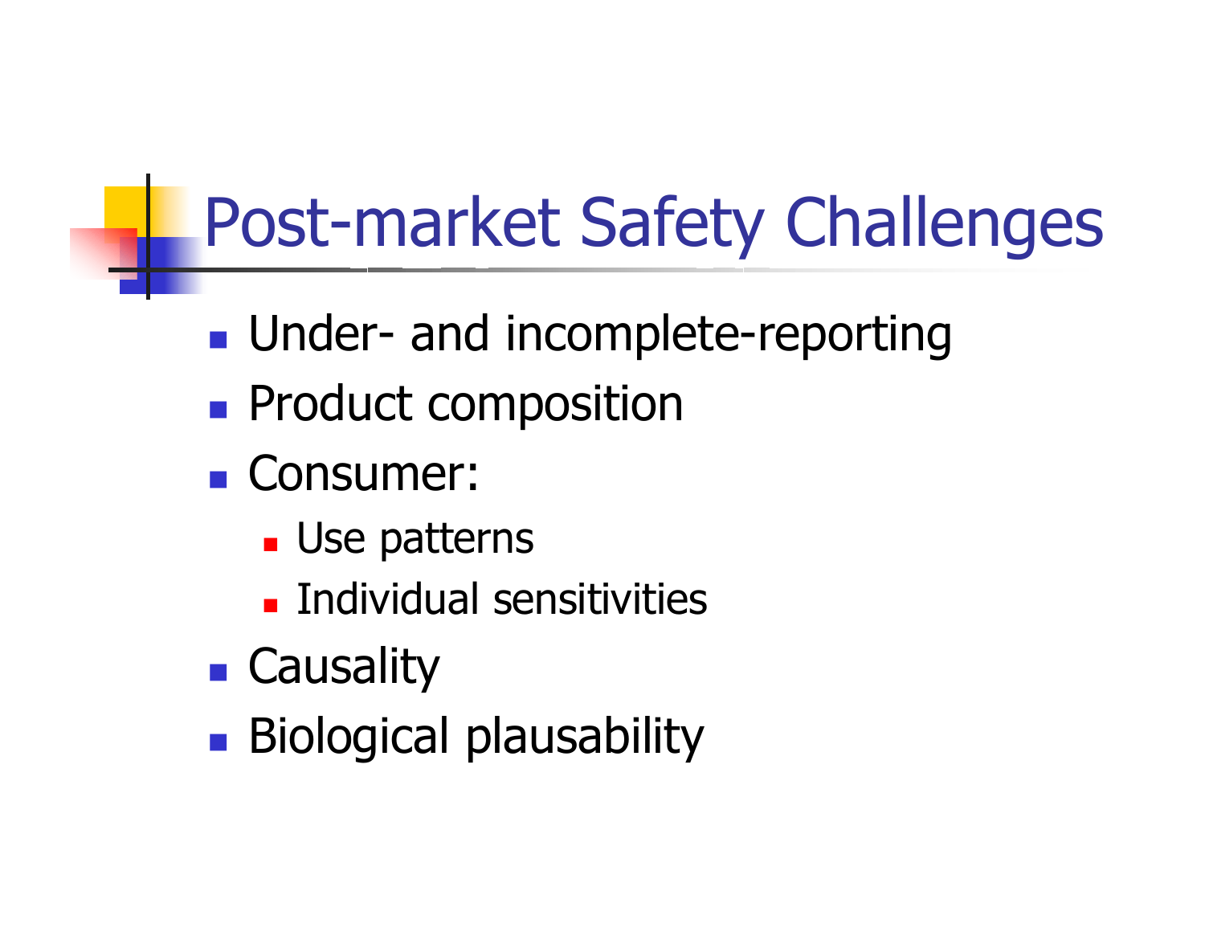# Post-market Safety Challenges

- Under- and incomplete-reporting
- Product composition
- Consumer:
  - Use patterns
  - Individual sensitivities
- Causality
- Biological plausability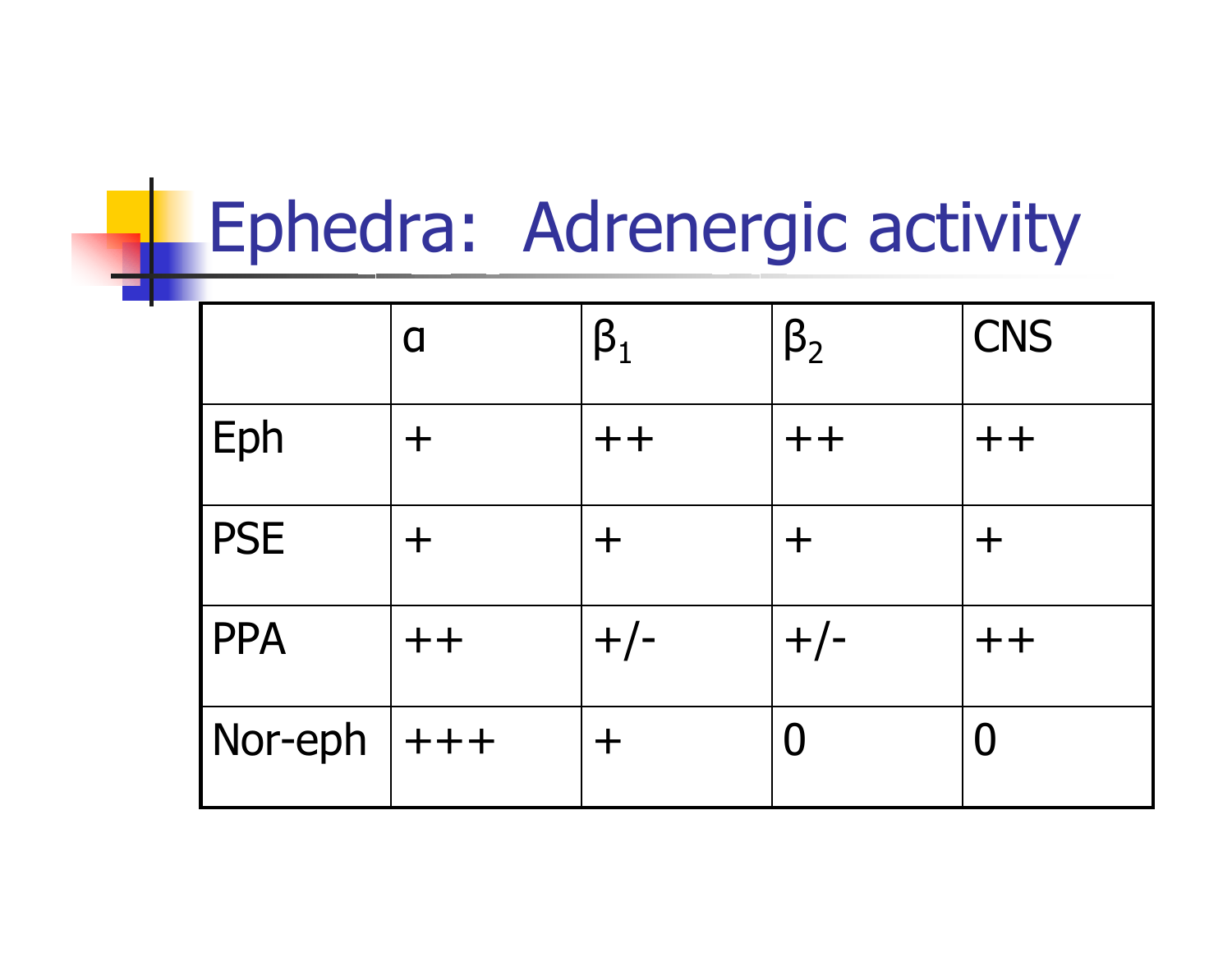# Ephedra: Adrenergic activity

| | α | $\beta_1$ | $\beta_2$ | CNS |
|---|---|---|---|---|
| Eph | + | ++ | ++ | ++ |
| PSE | + | + | + | + |
| PPA | ++ | +/- | +/- | ++ |
| Nor-eph | +++ | + | 0 | 0 |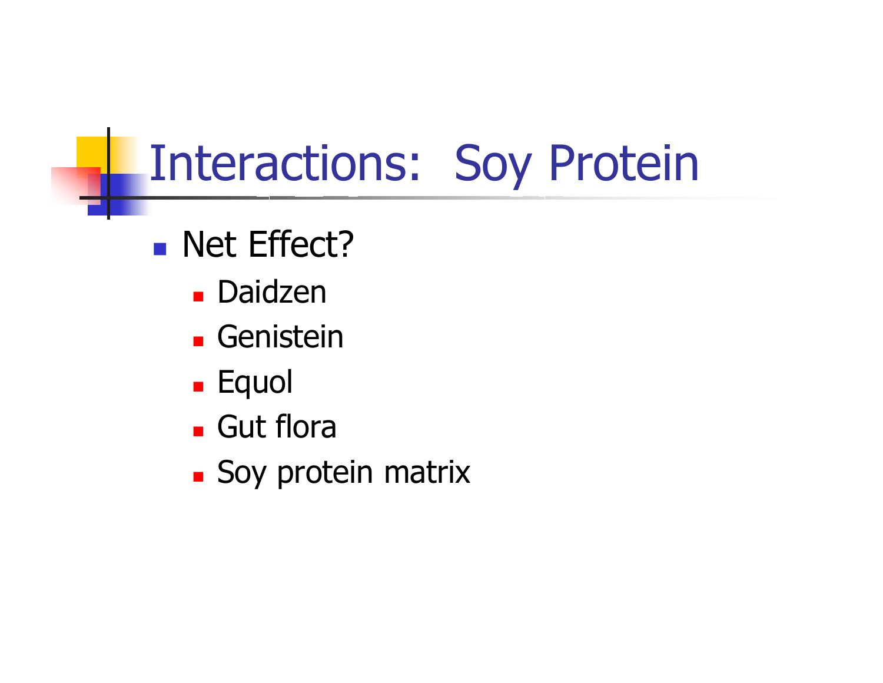# Interactions: Soy Protein

- Net Effect?
  - Daidzen
  - Genistein
  - Equol
  - Gut flora
  - Soy protein matrix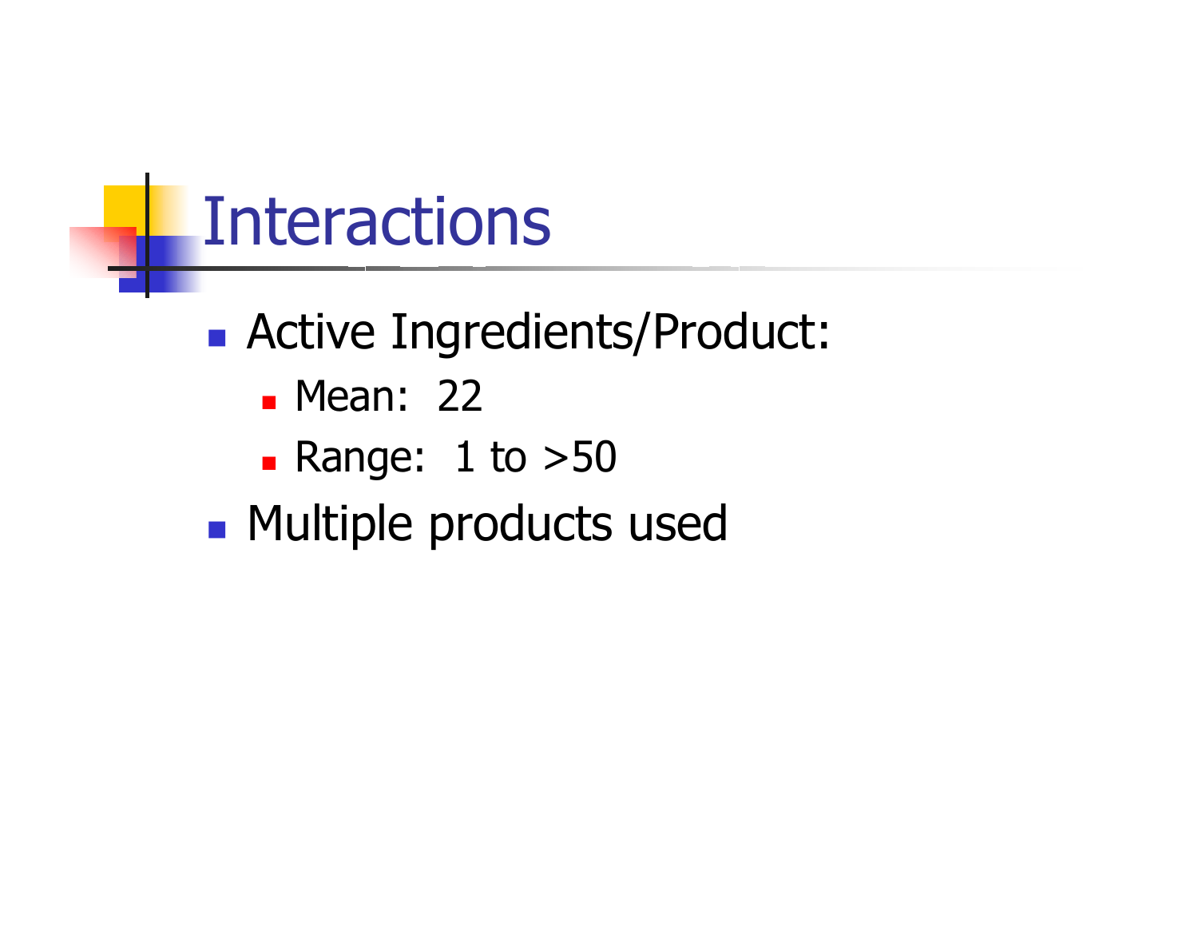# Interactions

- Active Ingredients/Product:
  - Mean: 22
  - Range: 1 to >50
- Multiple products used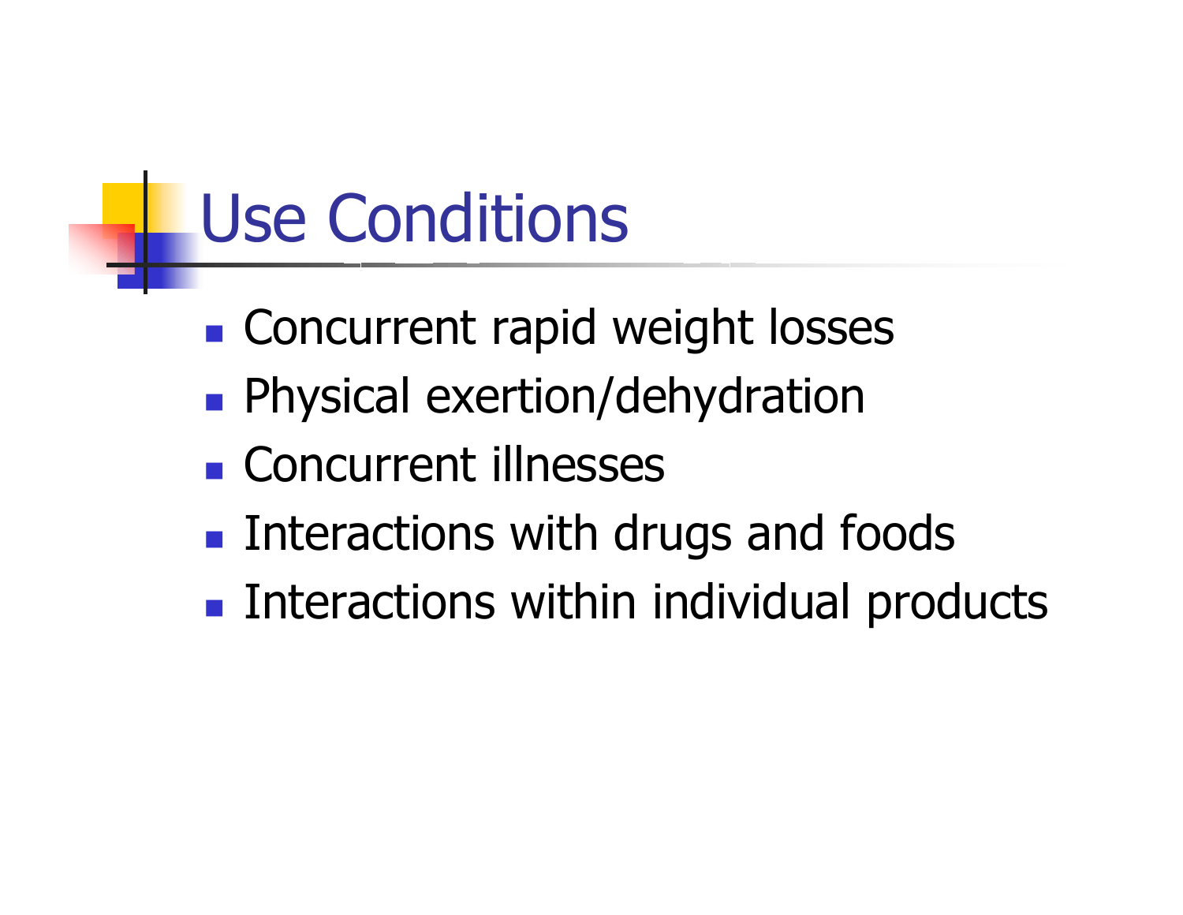# Use Conditions

- Concurrent rapid weight losses
- Physical exertion/dehydration
- Concurrent illnesses
- Interactions with drugs and foods
- Interactions within individual products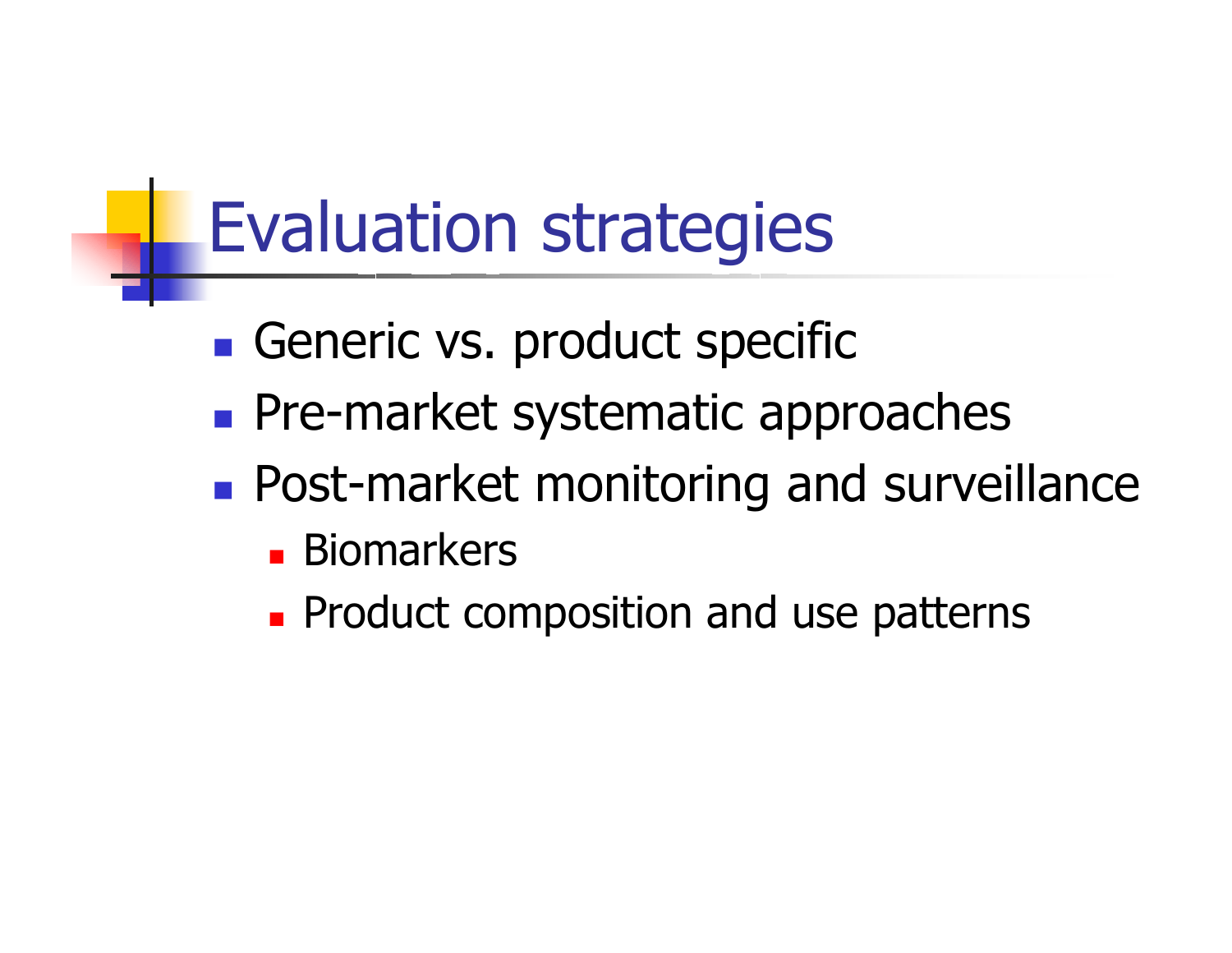# Evaluation strategies

- Generic vs. product specific
- Pre-market systematic approaches
- Post-market monitoring and surveillance
  - Biomarkers
  - Product composition and use patterns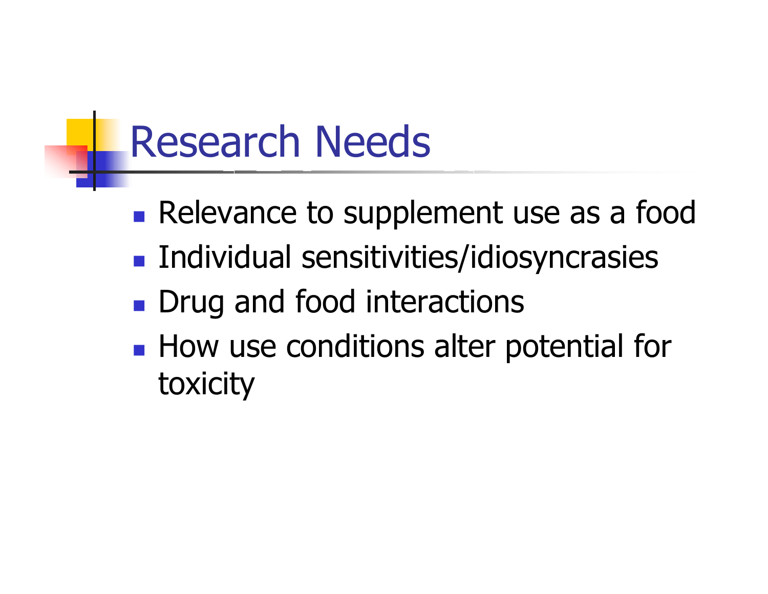# Research Needs

- Relevance to supplement use as a food
- Individual sensitivities/idiosyncrasies
- Drug and food interactions
- How use conditions alter potential for toxicity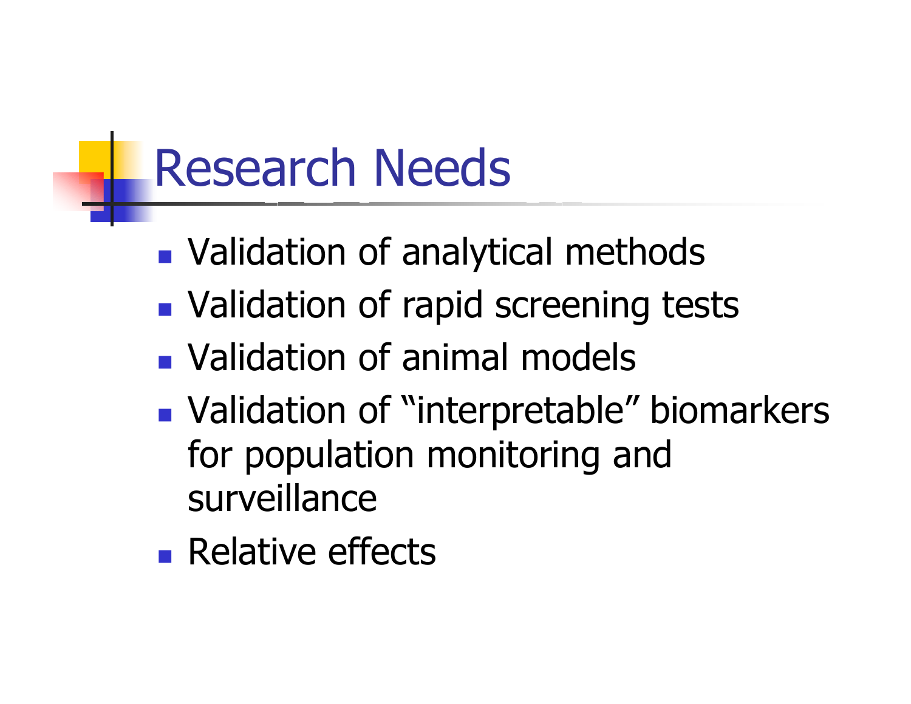# Research Needs

- Validation of analytical methods
- Validation of rapid screening tests
- Validation of animal models
- Validation of "interpretable" biomarkers for population monitoring and surveillance
- Relative effects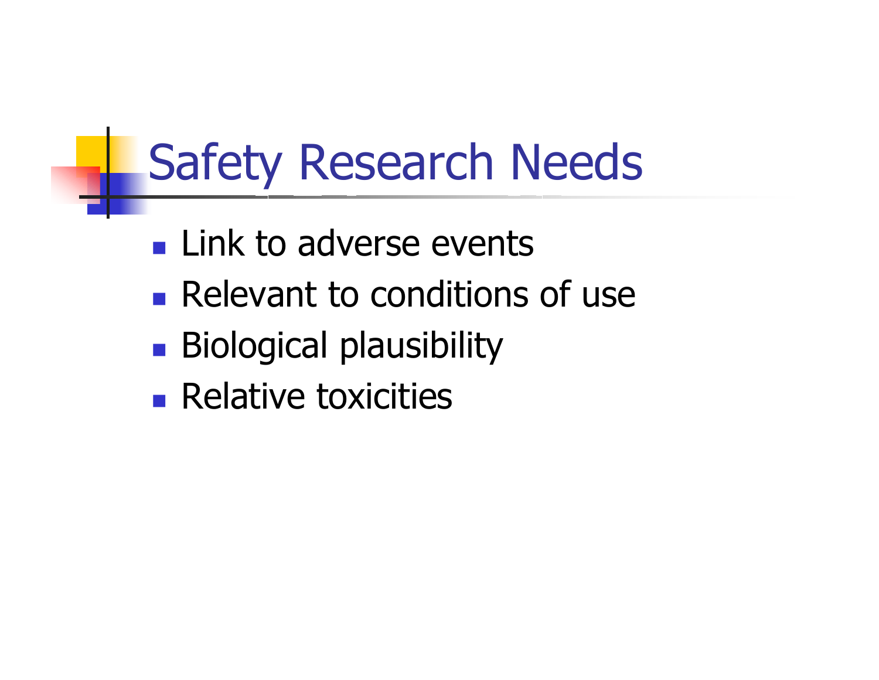# Safety Research Needs

- Link to adverse events
- Relevant to conditions of use
- Biological plausibility
- Relative toxicities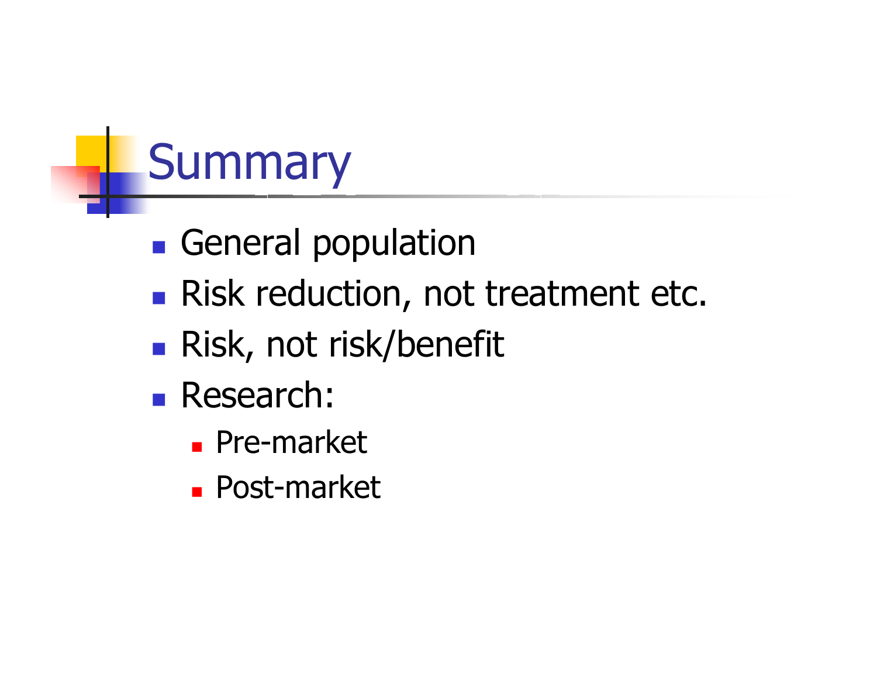# Summary

- General population
- Risk reduction, not treatment etc.
- Risk, not risk/benefit
- Research:
  - Pre-market
  - Post-market